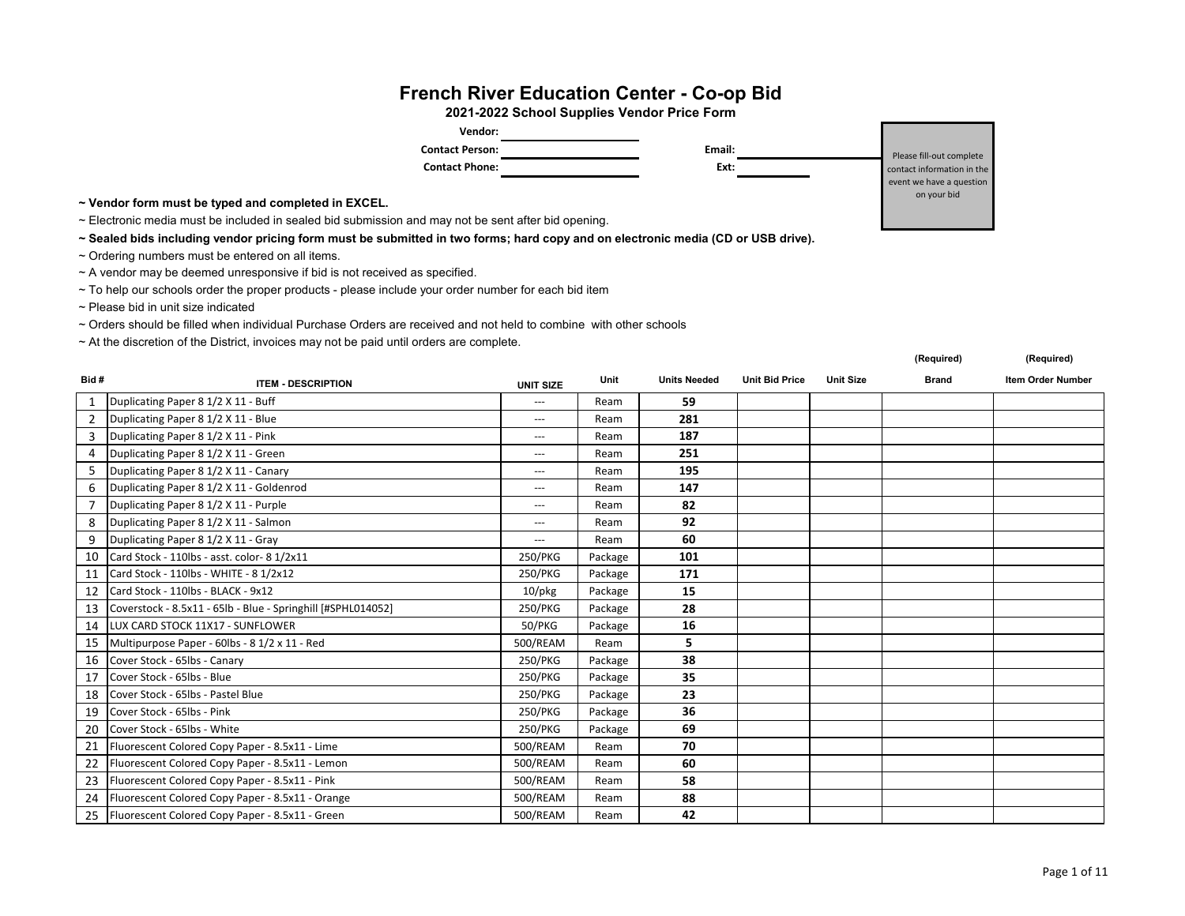# French River Education Center - Co-op Bid

## 2021-2022 School Supplies Vendor Price Form

**Vendor:** ______________________

**Contact Person:** ______________________ **Email:** ______________________

**Contact Phone:** ______________________ **Ext:** __________

Please fill-out complete contact information in the event we have a question on your bid

**~ Vendor form must be typed and completed in EXCEL.**

~ Electronic media must be included in sealed bid submission and may not be sent after bid opening.

**~ Sealed bids including vendor pricing form must be submitted in two forms; hard copy and on electronic media (CD or USB drive).**

~ Ordering numbers must be entered on all items.

~ A vendor may be deemed unresponsive if bid is not received as specified.

~ To help our schools order the proper products - please include your order number for each bid item

~ Please bid in unit size indicated

~ Orders should be filled when individual Purchase Orders are received and not held to combine with other schools

~ At the discretion of the District, invoices may not be paid until orders are complete.

| Bid # | ITEM - DESCRIPTION | UNIT SIZE | Unit | Units Needed | Unit Bid Price | Unit Size | (Required) Brand | (Required) Item Order Number |
|---|---|---|---|---|---|---|---|---|
| 1 | Duplicating Paper 8 1/2 X 11 - Buff | --- | Ream | **59** | | | | |
| 2 | Duplicating Paper 8 1/2 X 11 - Blue | --- | Ream | **281** | | | | |
| 3 | Duplicating Paper 8 1/2 X 11 - Pink | --- | Ream | **187** | | | | |
| 4 | Duplicating Paper 8 1/2 X 11 - Green | --- | Ream | **251** | | | | |
| 5 | Duplicating Paper 8 1/2 X 11 - Canary | --- | Ream | **195** | | | | |
| 6 | Duplicating Paper 8 1/2 X 11 - Goldenrod | --- | Ream | **147** | | | | |
| 7 | Duplicating Paper 8 1/2 X 11 - Purple | --- | Ream | **82** | | | | |
| 8 | Duplicating Paper 8 1/2 X 11 - Salmon | --- | Ream | **92** | | | | |
| 9 | Duplicating Paper 8 1/2 X 11 - Gray | --- | Ream | **60** | | | | |
| 10 | Card Stock - 110lbs - asst. color- 8 1/2x11 | 250/PKG | Package | **101** | | | | |
| 11 | Card Stock - 110lbs - WHITE - 8 1/2x12 | 250/PKG | Package | **171** | | | | |
| 12 | Card Stock - 110lbs - BLACK - 9x12 | 10/pkg | Package | **15** | | | | |
| 13 | Coverstock - 8.5x11 - 65lb - Blue - Springhill [#SPHL014052] | 250/PKG | Package | **28** | | | | |
| 14 | LUX CARD STOCK 11X17 - SUNFLOWER | 50/PKG | Package | **16** | | | | |
| 15 | Multipurpose Paper - 60lbs - 8 1/2 x 11 - Red | 500/REAM | Ream | **5** | | | | |
| 16 | Cover Stock - 65lbs - Canary | 250/PKG | Package | **38** | | | | |
| 17 | Cover Stock - 65lbs - Blue | 250/PKG | Package | **35** | | | | |
| 18 | Cover Stock - 65lbs - Pastel Blue | 250/PKG | Package | **23** | | | | |
| 19 | Cover Stock - 65lbs - Pink | 250/PKG | Package | **36** | | | | |
| 20 | Cover Stock - 65lbs - White | 250/PKG | Package | **69** | | | | |
| 21 | Fluorescent Colored Copy Paper - 8.5x11 - Lime | 500/REAM | Ream | **70** | | | | |
| 22 | Fluorescent Colored Copy Paper - 8.5x11 - Lemon | 500/REAM | Ream | **60** | | | | |
| 23 | Fluorescent Colored Copy Paper - 8.5x11 - Pink | 500/REAM | Ream | **58** | | | | |
| 24 | Fluorescent Colored Copy Paper - 8.5x11 - Orange | 500/REAM | Ream | **88** | | | | |
| 25 | Fluorescent Colored Copy Paper - 8.5x11 - Green | 500/REAM | Ream | **42** | | | | |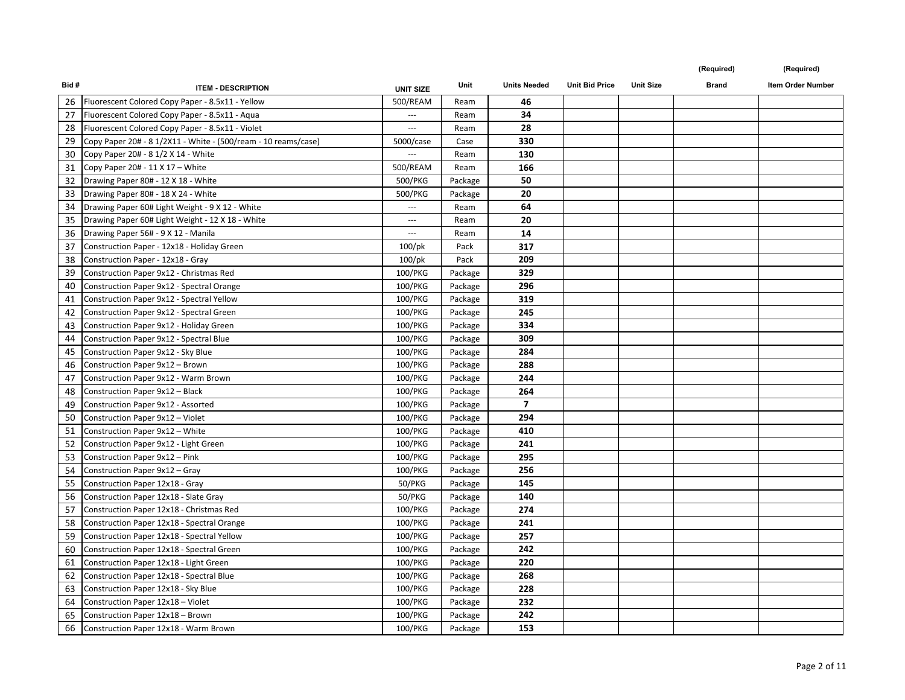| Bid # | ITEM - DESCRIPTION | UNIT SIZE | Unit | Units Needed | Unit Bid Price | Unit Size | (Required) Brand | (Required) Item Order Number |
|---|---|---|---|---|---|---|---|---|
| 26 | Fluorescent Colored Copy Paper - 8.5x11 - Yellow | 500/REAM | Ream | **46** | | | | |
| 27 | Fluorescent Colored Copy Paper - 8.5x11 - Aqua | --- | Ream | **34** | | | | |
| 28 | Fluorescent Colored Copy Paper - 8.5x11 - Violet | --- | Ream | **28** | | | | |
| 29 | Copy Paper 20# - 8 1/2X11 - White - (500/ream - 10 reams/case) | 5000/case | Case | **330** | | | | |
| 30 | Copy Paper 20# - 8 1/2 X 14 - White | --- | Ream | **130** | | | | |
| 31 | Copy Paper 20# - 11 X 17 – White | 500/REAM | Ream | **166** | | | | |
| 32 | Drawing Paper 80# - 12 X 18 - White | 500/PKG | Package | **50** | | | | |
| 33 | Drawing Paper 80# - 18 X 24 - White | 500/PKG | Package | **20** | | | | |
| 34 | Drawing Paper 60# Light Weight - 9 X 12 - White | --- | Ream | **64** | | | | |
| 35 | Drawing Paper 60# Light Weight - 12 X 18 - White | --- | Ream | **20** | | | | |
| 36 | Drawing Paper 56# - 9 X 12 - Manila | --- | Ream | **14** | | | | |
| 37 | Construction Paper - 12x18 - Holiday Green | 100/pk | Pack | **317** | | | | |
| 38 | Construction Paper - 12x18 - Gray | 100/pk | Pack | **209** | | | | |
| 39 | Construction Paper 9x12 - Christmas Red | 100/PKG | Package | **329** | | | | |
| 40 | Construction Paper 9x12 - Spectral Orange | 100/PKG | Package | **296** | | | | |
| 41 | Construction Paper 9x12 - Spectral Yellow | 100/PKG | Package | **319** | | | | |
| 42 | Construction Paper 9x12 - Spectral Green | 100/PKG | Package | **245** | | | | |
| 43 | Construction Paper 9x12 - Holiday Green | 100/PKG | Package | **334** | | | | |
| 44 | Construction Paper 9x12 - Spectral Blue | 100/PKG | Package | **309** | | | | |
| 45 | Construction Paper 9x12 - Sky Blue | 100/PKG | Package | **284** | | | | |
| 46 | Construction Paper 9x12 – Brown | 100/PKG | Package | **288** | | | | |
| 47 | Construction Paper 9x12 - Warm Brown | 100/PKG | Package | **244** | | | | |
| 48 | Construction Paper 9x12 – Black | 100/PKG | Package | **264** | | | | |
| 49 | Construction Paper 9x12 - Assorted | 100/PKG | Package | **7** | | | | |
| 50 | Construction Paper 9x12 – Violet | 100/PKG | Package | **294** | | | | |
| 51 | Construction Paper 9x12 – White | 100/PKG | Package | **410** | | | | |
| 52 | Construction Paper 9x12 - Light Green | 100/PKG | Package | **241** | | | | |
| 53 | Construction Paper 9x12 – Pink | 100/PKG | Package | **295** | | | | |
| 54 | Construction Paper 9x12 – Gray | 100/PKG | Package | **256** | | | | |
| 55 | Construction Paper 12x18 - Gray | 50/PKG | Package | **145** | | | | |
| 56 | Construction Paper 12x18 - Slate Gray | 50/PKG | Package | **140** | | | | |
| 57 | Construction Paper 12x18 - Christmas Red | 100/PKG | Package | **274** | | | | |
| 58 | Construction Paper 12x18 - Spectral Orange | 100/PKG | Package | **241** | | | | |
| 59 | Construction Paper 12x18 - Spectral Yellow | 100/PKG | Package | **257** | | | | |
| 60 | Construction Paper 12x18 - Spectral Green | 100/PKG | Package | **242** | | | | |
| 61 | Construction Paper 12x18 - Light Green | 100/PKG | Package | **220** | | | | |
| 62 | Construction Paper 12x18 - Spectral Blue | 100/PKG | Package | **268** | | | | |
| 63 | Construction Paper 12x18 - Sky Blue | 100/PKG | Package | **228** | | | | |
| 64 | Construction Paper 12x18 – Violet | 100/PKG | Package | **232** | | | | |
| 65 | Construction Paper 12x18 – Brown | 100/PKG | Package | **242** | | | | |
| 66 | Construction Paper 12x18 - Warm Brown | 100/PKG | Package | **153** | | | | |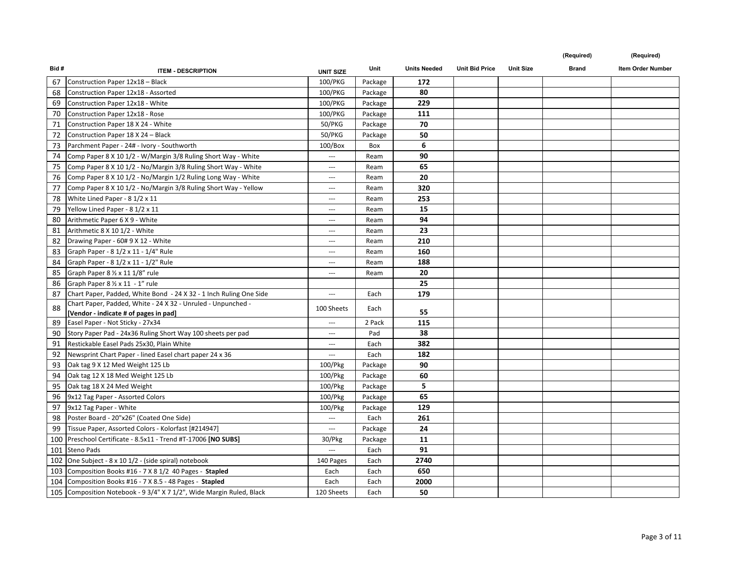| Bid # | ITEM - DESCRIPTION | UNIT SIZE | Unit | Units Needed | Unit Bid Price | Unit Size | (Required) Brand | (Required) Item Order Number |
|---|---|---|---|---|---|---|---|---|
| 67 | Construction Paper 12x18 – Black | 100/PKG | Package | **172** | | | | |
| 68 | Construction Paper 12x18 - Assorted | 100/PKG | Package | **80** | | | | |
| 69 | Construction Paper 12x18 - White | 100/PKG | Package | **229** | | | | |
| 70 | Construction Paper 12x18 - Rose | 100/PKG | Package | **111** | | | | |
| 71 | Construction Paper 18 X 24 - White | 50/PKG | Package | **70** | | | | |
| 72 | Construction Paper 18 X 24 – Black | 50/PKG | Package | **50** | | | | |
| 73 | Parchment Paper - 24# - Ivory - Southworth | 100/Box | Box | **6** | | | | |
| 74 | Comp Paper 8 X 10 1/2 - W/Margin 3/8 Ruling Short Way - White | --- | Ream | **90** | | | | |
| 75 | Comp Paper 8 X 10 1/2 - No/Margin 3/8 Ruling Short Way - White | --- | Ream | **65** | | | | |
| 76 | Comp Paper 8 X 10 1/2 - No/Margin 1/2 Ruling Long Way - White | --- | Ream | **20** | | | | |
| 77 | Comp Paper 8 X 10 1/2 - No/Margin 3/8 Ruling Short Way - Yellow | --- | Ream | **320** | | | | |
| 78 | White Lined Paper - 8 1/2 x 11 | --- | Ream | **253** | | | | |
| 79 | Yellow Lined Paper - 8 1/2 x 11 | --- | Ream | **15** | | | | |
| 80 | Arithmetic Paper 6 X 9 - White | --- | Ream | **94** | | | | |
| 81 | Arithmetic 8 X 10 1/2 - White | --- | Ream | **23** | | | | |
| 82 | Drawing Paper - 60# 9 X 12 - White | --- | Ream | **210** | | | | |
| 83 | Graph Paper - 8 1/2 x 11 - 1/4" Rule | --- | Ream | **160** | | | | |
| 84 | Graph Paper - 8 1/2 x 11 - 1/2" Rule | --- | Ream | **188** | | | | |
| 85 | Graph Paper 8 ½ x 11 1/8" rule | --- | Ream | **20** | | | | |
| 86 | Graph Paper 8 ½ x 11 - 1" rule | | | **25** | | | | |
| 87 | Chart Paper, Padded, White Bond - 24 X 32 - 1 Inch Ruling One Side | --- | Each | **179** | | | | |
| 88 | Chart Paper, Padded, White - 24 X 32 - Unruled - Unpunched - **[Vendor - indicate # of pages in pad]** | 100 Sheets | Each | **55** | | | | |
| 89 | Easel Paper - Not Sticky - 27x34 | --- | 2 Pack | **115** | | | | |
| 90 | Story Paper Pad - 24x36 Ruling Short Way 100 sheets per pad | --- | Pad | **38** | | | | |
| 91 | Restickable Easel Pads 25x30, Plain White | --- | Each | **382** | | | | |
| 92 | Newsprint Chart Paper - lined Easel chart paper 24 x 36 | --- | Each | **182** | | | | |
| 93 | Oak tag 9 X 12 Med Weight 125 Lb | 100/Pkg | Package | **90** | | | | |
| 94 | Oak tag 12 X 18 Med Weight 125 Lb | 100/Pkg | Package | **60** | | | | |
| 95 | Oak tag 18 X 24 Med Weight | 100/Pkg | Package | **5** | | | | |
| 96 | 9x12 Tag Paper - Assorted Colors | 100/Pkg | Package | **65** | | | | |
| 97 | 9x12 Tag Paper - White | 100/Pkg | Package | **129** | | | | |
| 98 | Poster Board - 20"x26" (Coated One Side) | --- | Each | **261** | | | | |
| 99 | Tissue Paper, Assorted Colors - Kolorfast [#214947] | --- | Package | **24** | | | | |
| 100 | Preschool Certificate - 8.5x11 - Trend #T-17006 **[NO SUBS]** | 30/Pkg | Package | **11** | | | | |
| 101 | Steno Pads | --- | Each | **91** | | | | |
| 102 | One Subject - 8 x 10 1/2 - (side spiral) notebook | 140 Pages | Each | **2740** | | | | |
| 103 | Composition Books #16 - 7 X 8 1/2 40 Pages - **Stapled** | Each | Each | **650** | | | | |
| 104 | Composition Books #16 - 7 X 8.5 - 48 Pages - **Stapled** | Each | Each | **2000** | | | | |
| 105 | Composition Notebook - 9 3/4" X 7 1/2", Wide Margin Ruled, Black | 120 Sheets | Each | **50** | | | | |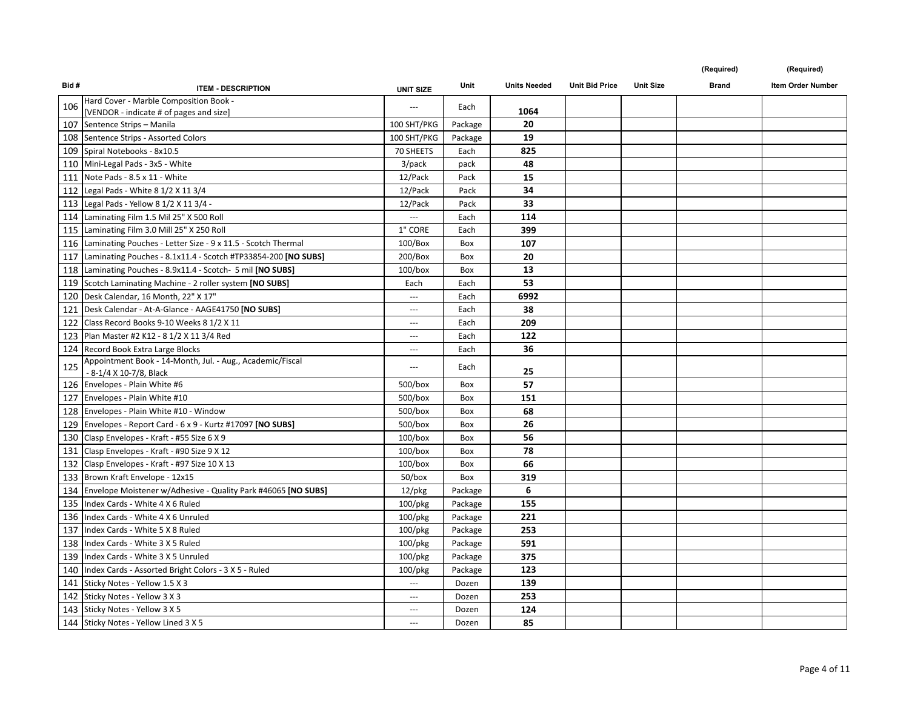| Bid # | ITEM - DESCRIPTION | UNIT SIZE | Unit | Units Needed | Unit Bid Price | Unit Size | (Required) Brand | (Required) Item Order Number |
|---|---|---|---|---|---|---|---|---|
| 106 | Hard Cover - Marble Composition Book - [VENDOR - indicate # of pages and size] | --- | Each | **1064** | | | | |
| 107 | Sentence Strips – Manila | 100 SHT/PKG | Package | **20** | | | | |
| 108 | Sentence Strips - Assorted Colors | 100 SHT/PKG | Package | **19** | | | | |
| 109 | Spiral Notebooks - 8x10.5 | 70 SHEETS | Each | **825** | | | | |
| 110 | Mini-Legal Pads - 3x5 - White | 3/pack | pack | **48** | | | | |
| 111 | Note Pads - 8.5 x 11 - White | 12/Pack | Pack | **15** | | | | |
| 112 | Legal Pads - White 8 1/2 X 11 3/4 | 12/Pack | Pack | **34** | | | | |
| 113 | Legal Pads - Yellow 8 1/2 X 11 3/4 - | 12/Pack | Pack | **33** | | | | |
| 114 | Laminating Film 1.5 Mil 25" X 500 Roll | --- | Each | **114** | | | | |
| 115 | Laminating Film 3.0 Mill 25" X 250 Roll | 1" CORE | Each | **399** | | | | |
| 116 | Laminating Pouches - Letter Size - 9 x 11.5 - Scotch Thermal | 100/Box | Box | **107** | | | | |
| 117 | Laminating Pouches - 8.1x11.4 - Scotch #TP33854-200 **[NO SUBS]** | 200/Box | Box | **20** | | | | |
| 118 | Laminating Pouches - 8.9x11.4 - Scotch- 5 mil **[NO SUBS]** | 100/box | Box | **13** | | | | |
| 119 | Scotch Laminating Machine - 2 roller system **[NO SUBS]** | Each | Each | **53** | | | | |
| 120 | Desk Calendar, 16 Month, 22" X 17" | --- | Each | **6992** | | | | |
| 121 | Desk Calendar - At-A-Glance - AAGE41750 **[NO SUBS]** | --- | Each | **38** | | | | |
| 122 | Class Record Books 9-10 Weeks 8 1/2 X 11 | --- | Each | **209** | | | | |
| 123 | Plan Master #2 K12 - 8 1/2 X 11 3/4 Red | --- | Each | **122** | | | | |
| 124 | Record Book Extra Large Blocks | --- | Each | **36** | | | | |
| 125 | Appointment Book - 14-Month, Jul. - Aug., Academic/Fiscal - 8-1/4 X 10-7/8, Black | --- | Each | **25** | | | | |
| 126 | Envelopes - Plain White #6 | 500/box | Box | **57** | | | | |
| 127 | Envelopes - Plain White #10 | 500/box | Box | **151** | | | | |
| 128 | Envelopes - Plain White #10 - Window | 500/box | Box | **68** | | | | |
| 129 | Envelopes - Report Card - 6 x 9 - Kurtz #17097 **[NO SUBS]** | 500/box | Box | **26** | | | | |
| 130 | Clasp Envelopes - Kraft - #55 Size 6 X 9 | 100/box | Box | **56** | | | | |
| 131 | Clasp Envelopes - Kraft - #90 Size 9 X 12 | 100/box | Box | **78** | | | | |
| 132 | Clasp Envelopes - Kraft - #97 Size 10 X 13 | 100/box | Box | **66** | | | | |
| 133 | Brown Kraft Envelope - 12x15 | 50/box | Box | **319** | | | | |
| 134 | Envelope Moistener w/Adhesive - Quality Park #46065 **[NO SUBS]** | 12/pkg | Package | **6** | | | | |
| 135 | Index Cards - White 4 X 6 Ruled | 100/pkg | Package | **155** | | | | |
| 136 | Index Cards - White 4 X 6 Unruled | 100/pkg | Package | **221** | | | | |
| 137 | Index Cards - White 5 X 8 Ruled | 100/pkg | Package | **253** | | | | |
| 138 | Index Cards - White 3 X 5 Ruled | 100/pkg | Package | **591** | | | | |
| 139 | Index Cards - White 3 X 5 Unruled | 100/pkg | Package | **375** | | | | |
| 140 | Index Cards - Assorted Bright Colors - 3 X 5 - Ruled | 100/pkg | Package | **123** | | | | |
| 141 | Sticky Notes - Yellow 1.5 X 3 | --- | Dozen | **139** | | | | |
| 142 | Sticky Notes - Yellow 3 X 3 | --- | Dozen | **253** | | | | |
| 143 | Sticky Notes - Yellow 3 X 5 | --- | Dozen | **124** | | | | |
| 144 | Sticky Notes - Yellow Lined 3 X 5 | --- | Dozen | **85** | | | | |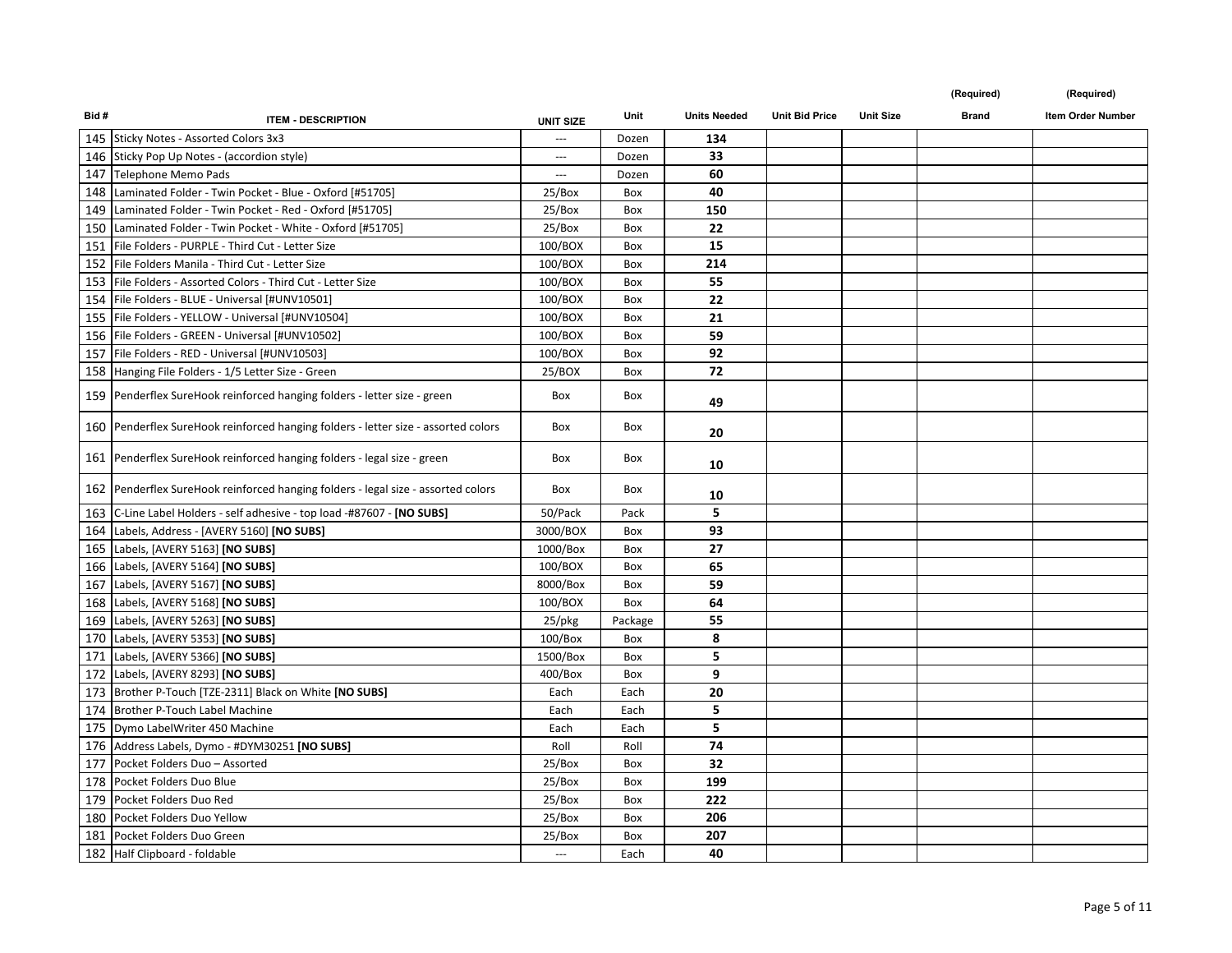| Bid # | ITEM - DESCRIPTION | UNIT SIZE | Unit | Units Needed | Unit Bid Price | Unit Size | (Required) Brand | (Required) Item Order Number |
|---|---|---|---|---|---|---|---|---|
| 145 | Sticky Notes - Assorted Colors 3x3 | --- | Dozen | **134** | | | | |
| 146 | Sticky Pop Up Notes - (accordion style) | --- | Dozen | **33** | | | | |
| 147 | Telephone Memo Pads | --- | Dozen | **60** | | | | |
| 148 | Laminated Folder - Twin Pocket - Blue - Oxford [#51705] | 25/Box | Box | **40** | | | | |
| 149 | Laminated Folder - Twin Pocket - Red - Oxford [#51705] | 25/Box | Box | **150** | | | | |
| 150 | Laminated Folder - Twin Pocket - White - Oxford [#51705] | 25/Box | Box | **22** | | | | |
| 151 | File Folders - PURPLE - Third Cut - Letter Size | 100/BOX | Box | **15** | | | | |
| 152 | File Folders Manila - Third Cut - Letter Size | 100/BOX | Box | **214** | | | | |
| 153 | File Folders - Assorted Colors - Third Cut - Letter Size | 100/BOX | Box | **55** | | | | |
| 154 | File Folders - BLUE - Universal [#UNV10501] | 100/BOX | Box | **22** | | | | |
| 155 | File Folders - YELLOW - Universal [#UNV10504] | 100/BOX | Box | **21** | | | | |
| 156 | File Folders - GREEN - Universal [#UNV10502] | 100/BOX | Box | **59** | | | | |
| 157 | File Folders - RED - Universal [#UNV10503] | 100/BOX | Box | **92** | | | | |
| 158 | Hanging File Folders - 1/5 Letter Size - Green | 25/BOX | Box | **72** | | | | |
| 159 | Penderflex SureHook reinforced hanging folders - letter size - green | Box | Box | **49** | | | | |
| 160 | Penderflex SureHook reinforced hanging folders - letter size - assorted colors | Box | Box | **20** | | | | |
| 161 | Penderflex SureHook reinforced hanging folders - legal size - green | Box | Box | **10** | | | | |
| 162 | Penderflex SureHook reinforced hanging folders - legal size - assorted colors | Box | Box | **10** | | | | |
| 163 | C-Line Label Holders - self adhesive - top load -#87607 - **[NO SUBS]** | 50/Pack | Pack | **5** | | | | |
| 164 | Labels, Address - [AVERY 5160] **[NO SUBS]** | 3000/BOX | Box | **93** | | | | |
| 165 | Labels, [AVERY 5163] **[NO SUBS]** | 1000/Box | Box | **27** | | | | |
| 166 | Labels, [AVERY 5164] **[NO SUBS]** | 100/BOX | Box | **65** | | | | |
| 167 | Labels, [AVERY 5167] **[NO SUBS]** | 8000/Box | Box | **59** | | | | |
| 168 | Labels, [AVERY 5168] **[NO SUBS]** | 100/BOX | Box | **64** | | | | |
| 169 | Labels, [AVERY 5263] **[NO SUBS]** | 25/pkg | Package | **55** | | | | |
| 170 | Labels, [AVERY 5353] **[NO SUBS]** | 100/Box | Box | **8** | | | | |
| 171 | Labels, [AVERY 5366] **[NO SUBS]** | 1500/Box | Box | **5** | | | | |
| 172 | Labels, [AVERY 8293] **[NO SUBS]** | 400/Box | Box | **9** | | | | |
| 173 | Brother P-Touch [TZE-2311] Black on White **[NO SUBS]** | Each | Each | **20** | | | | |
| 174 | Brother P-Touch Label Machine | Each | Each | **5** | | | | |
| 175 | Dymo LabelWriter 450 Machine | Each | Each | **5** | | | | |
| 176 | Address Labels, Dymo - #DYM30251 **[NO SUBS]** | Roll | Roll | **74** | | | | |
| 177 | Pocket Folders Duo – Assorted | 25/Box | Box | **32** | | | | |
| 178 | Pocket Folders Duo Blue | 25/Box | Box | **199** | | | | |
| 179 | Pocket Folders Duo Red | 25/Box | Box | **222** | | | | |
| 180 | Pocket Folders Duo Yellow | 25/Box | Box | **206** | | | | |
| 181 | Pocket Folders Duo Green | 25/Box | Box | **207** | | | | |
| 182 | Half Clipboard - foldable | --- | Each | **40** | | | | |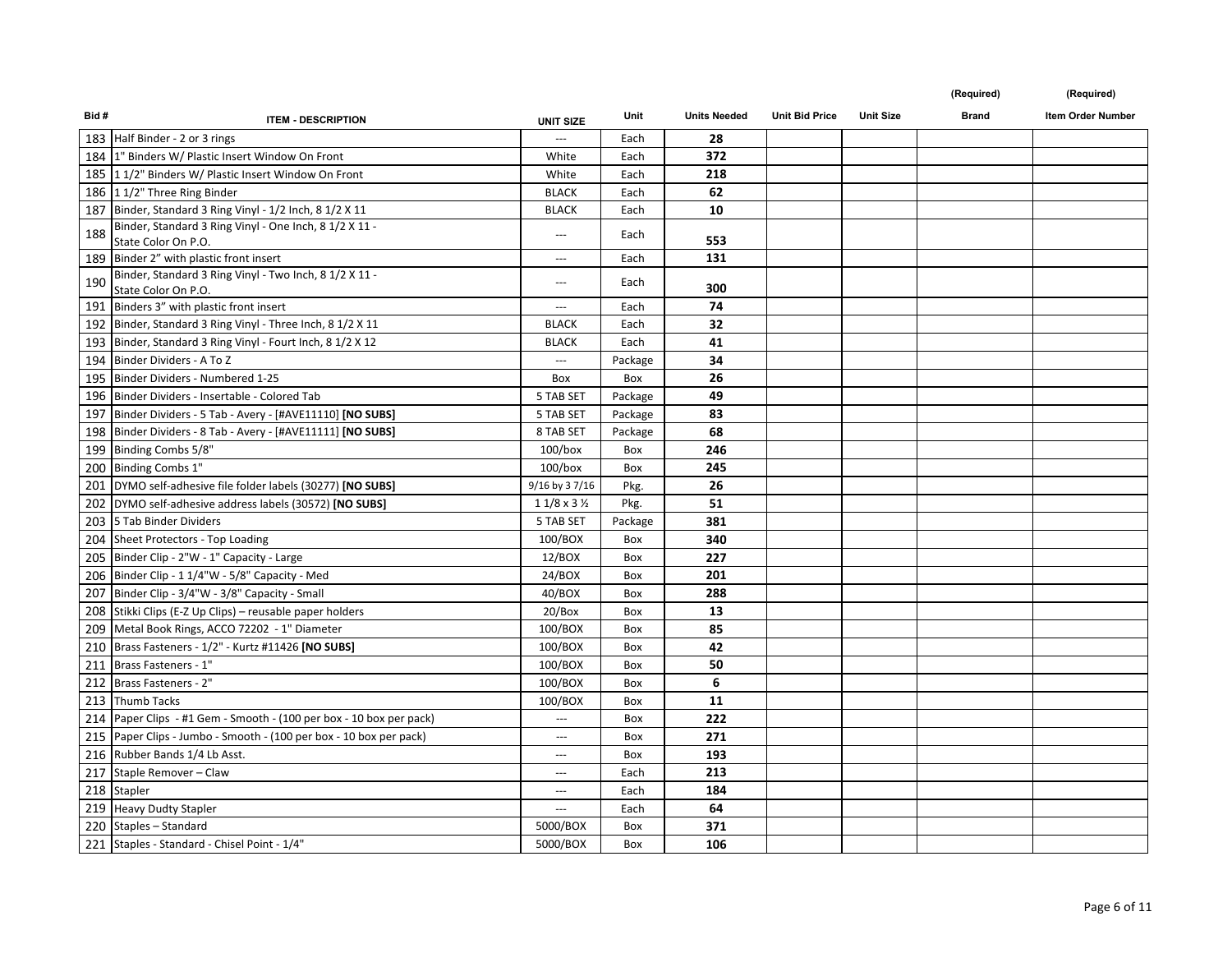| Bid # | ITEM - DESCRIPTION | UNIT SIZE | Unit | Units Needed | Unit Bid Price | Unit Size | (Required) Brand | (Required) Item Order Number |
|---|---|---|---|---|---|---|---|---|
| 183 | Half Binder - 2 or 3 rings | --- | Each | **28** | | | | |
| 184 | 1" Binders W/ Plastic Insert Window On Front | White | Each | **372** | | | | |
| 185 | 1 1/2" Binders W/ Plastic Insert Window On Front | White | Each | **218** | | | | |
| 186 | 1 1/2" Three Ring Binder | BLACK | Each | **62** | | | | |
| 187 | Binder, Standard 3 Ring Vinyl - 1/2 Inch, 8 1/2 X 11 | BLACK | Each | **10** | | | | |
| 188 | Binder, Standard 3 Ring Vinyl - One Inch, 8 1/2 X 11 - State Color On P.O. | --- | Each | **553** | | | | |
| 189 | Binder 2" with plastic front insert | --- | Each | **131** | | | | |
| 190 | Binder, Standard 3 Ring Vinyl - Two Inch, 8 1/2 X 11 - State Color On P.O. | --- | Each | **300** | | | | |
| 191 | Binders 3" with plastic front insert | --- | Each | **74** | | | | |
| 192 | Binder, Standard 3 Ring Vinyl - Three Inch, 8 1/2 X 11 | BLACK | Each | **32** | | | | |
| 193 | Binder, Standard 3 Ring Vinyl - Fourt Inch, 8 1/2 X 12 | BLACK | Each | **41** | | | | |
| 194 | Binder Dividers - A To Z | --- | Package | **34** | | | | |
| 195 | Binder Dividers - Numbered 1-25 | Box | Box | **26** | | | | |
| 196 | Binder Dividers - Insertable - Colored Tab | 5 TAB SET | Package | **49** | | | | |
| 197 | Binder Dividers - 5 Tab - Avery - [#AVE11110] **[NO SUBS]** | 5 TAB SET | Package | **83** | | | | |
| 198 | Binder Dividers - 8 Tab - Avery - [#AVE11111] **[NO SUBS]** | 8 TAB SET | Package | **68** | | | | |
| 199 | Binding Combs 5/8" | 100/box | Box | **246** | | | | |
| 200 | Binding Combs 1" | 100/box | Box | **245** | | | | |
| 201 | DYMO self-adhesive file folder labels (30277) **[NO SUBS]** | 9/16 by 3 7/16 | Pkg. | **26** | | | | |
| 202 | DYMO self-adhesive address labels (30572) **[NO SUBS]** | 1 1/8 x 3 ½ | Pkg. | **51** | | | | |
| 203 | 5 Tab Binder Dividers | 5 TAB SET | Package | **381** | | | | |
| 204 | Sheet Protectors - Top Loading | 100/BOX | Box | **340** | | | | |
| 205 | Binder Clip - 2"W - 1" Capacity - Large | 12/BOX | Box | **227** | | | | |
| 206 | Binder Clip - 1 1/4"W - 5/8" Capacity - Med | 24/BOX | Box | **201** | | | | |
| 207 | Binder Clip - 3/4"W - 3/8" Capacity - Small | 40/BOX | Box | **288** | | | | |
| 208 | Stikki Clips (E-Z Up Clips) – reusable paper holders | 20/Box | Box | **13** | | | | |
| 209 | Metal Book Rings, ACCO 72202 - 1" Diameter | 100/BOX | Box | **85** | | | | |
| 210 | Brass Fasteners - 1/2" - Kurtz #11426 **[NO SUBS]** | 100/BOX | Box | **42** | | | | |
| 211 | Brass Fasteners - 1" | 100/BOX | Box | **50** | | | | |
| 212 | Brass Fasteners - 2" | 100/BOX | Box | **6** | | | | |
| 213 | Thumb Tacks | 100/BOX | Box | **11** | | | | |
| 214 | Paper Clips - #1 Gem - Smooth - (100 per box - 10 box per pack) | --- | Box | **222** | | | | |
| 215 | Paper Clips - Jumbo - Smooth - (100 per box - 10 box per pack) | --- | Box | **271** | | | | |
| 216 | Rubber Bands 1/4 Lb Asst. | --- | Box | **193** | | | | |
| 217 | Staple Remover – Claw | --- | Each | **213** | | | | |
| 218 | Stapler | --- | Each | **184** | | | | |
| 219 | Heavy Dudty Stapler | --- | Each | **64** | | | | |
| 220 | Staples – Standard | 5000/BOX | Box | **371** | | | | |
| 221 | Staples - Standard - Chisel Point - 1/4" | 5000/BOX | Box | **106** | | | | |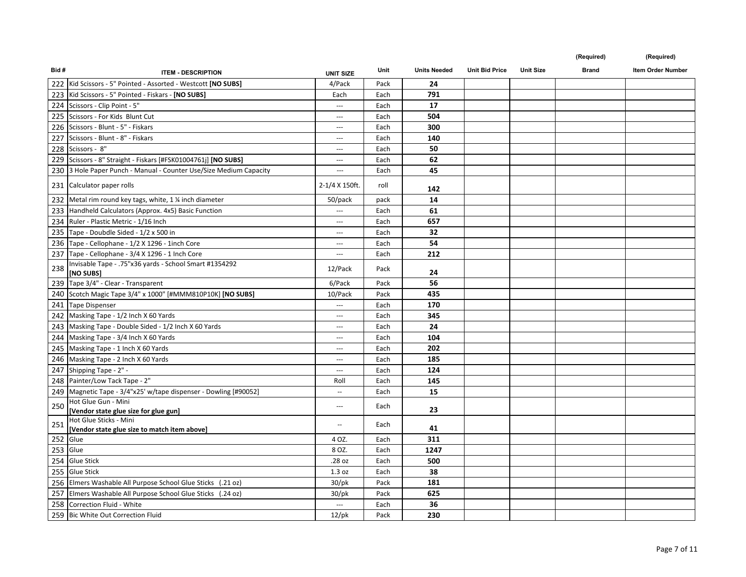| Bid # | ITEM - DESCRIPTION | UNIT SIZE | Unit | Units Needed | Unit Bid Price | Unit Size | (Required) Brand | (Required) Item Order Number |
|---|---|---|---|---|---|---|---|---|
| 222 | Kid Scissors - 5" Pointed - Assorted - Westcott **[NO SUBS]** | 4/Pack | Pack | **24** | | | | |
| 223 | Kid Scissors - 5" Pointed - Fiskars - **[NO SUBS]** | Each | Each | **791** | | | | |
| 224 | Scissors - Clip Point - 5" | --- | Each | **17** | | | | |
| 225 | Scissors - For Kids Blunt Cut | --- | Each | **504** | | | | |
| 226 | Scissors - Blunt - 5" - Fiskars | --- | Each | **300** | | | | |
| 227 | Scissors - Blunt - 8" - Fiskars | --- | Each | **140** | | | | |
| 228 | Scissors - 8" | --- | Each | **50** | | | | |
| 229 | Scissors - 8" Straight - Fiskars [#FSK01004761j] **[NO SUBS]** | --- | Each | **62** | | | | |
| 230 | 3 Hole Paper Punch - Manual - Counter Use/Size Medium Capacity | --- | Each | **45** | | | | |
| 231 | Calculator paper rolls | 2-1/4 X 150ft. | roll | **142** | | | | |
| 232 | Metal rim round key tags, white, 1 ¼ inch diameter | 50/pack | pack | **14** | | | | |
| 233 | Handheld Calculators (Approx. 4x5) Basic Function | --- | Each | **61** | | | | |
| 234 | Ruler - Plastic Metric - 1/16 Inch | --- | Each | **657** | | | | |
| 235 | Tape - Doubdle Sided - 1/2 x 500 in | --- | Each | **32** | | | | |
| 236 | Tape - Cellophane - 1/2 X 1296 - 1inch Core | --- | Each | **54** | | | | |
| 237 | Tape - Cellophane - 3/4 X 1296 - 1 Inch Core | --- | Each | **212** | | | | |
| 238 | Invisable Tape - .75"x36 yards - School Smart #1354292 **[NO SUBS]** | 12/Pack | Pack | **24** | | | | |
| 239 | Tape 3/4" - Clear - Transparent | 6/Pack | Pack | **56** | | | | |
| 240 | Scotch Magic Tape 3/4" x 1000" [#MMM810P10K] **[NO SUBS]** | 10/Pack | Pack | **435** | | | | |
| 241 | Tape Dispenser | --- | Each | **170** | | | | |
| 242 | Masking Tape - 1/2 Inch X 60 Yards | --- | Each | **345** | | | | |
| 243 | Masking Tape - Double Sided - 1/2 Inch X 60 Yards | --- | Each | **24** | | | | |
| 244 | Masking Tape - 3/4 Inch X 60 Yards | --- | Each | **104** | | | | |
| 245 | Masking Tape - 1 Inch X 60 Yards | --- | Each | **202** | | | | |
| 246 | Masking Tape - 2 Inch X 60 Yards | --- | Each | **185** | | | | |
| 247 | Shipping Tape - 2" - | --- | Each | **124** | | | | |
| 248 | Painter/Low Tack Tape - 2" | Roll | Each | **145** | | | | |
| 249 | Magnetic Tape - 3/4"x25' w/tape dispenser - Dowling [#90052] | -- | Each | **15** | | | | |
| 250 | Hot Glue Gun - Mini **[Vendor state glue size for glue gun]** | --- | Each | **23** | | | | |
| 251 | Hot Glue Sticks - Mini **[Vendor state glue size to match item above]** | -- | Each | **41** | | | | |
| 252 | Glue | 4 OZ. | Each | **311** | | | | |
| 253 | Glue | 8 OZ. | Each | **1247** | | | | |
| 254 | Glue Stick | .28 oz | Each | **500** | | | | |
| 255 | Glue Stick | 1.3 oz | Each | **38** | | | | |
| 256 | Elmers Washable All Purpose School Glue Sticks (.21 oz) | 30/pk | Pack | **181** | | | | |
| 257 | Elmers Washable All Purpose School Glue Sticks (.24 oz) | 30/pk | Pack | **625** | | | | |
| 258 | Correction Fluid - White | --- | Each | **36** | | | | |
| 259 | Bic White Out Correction Fluid | 12/pk | Pack | **230** | | | | |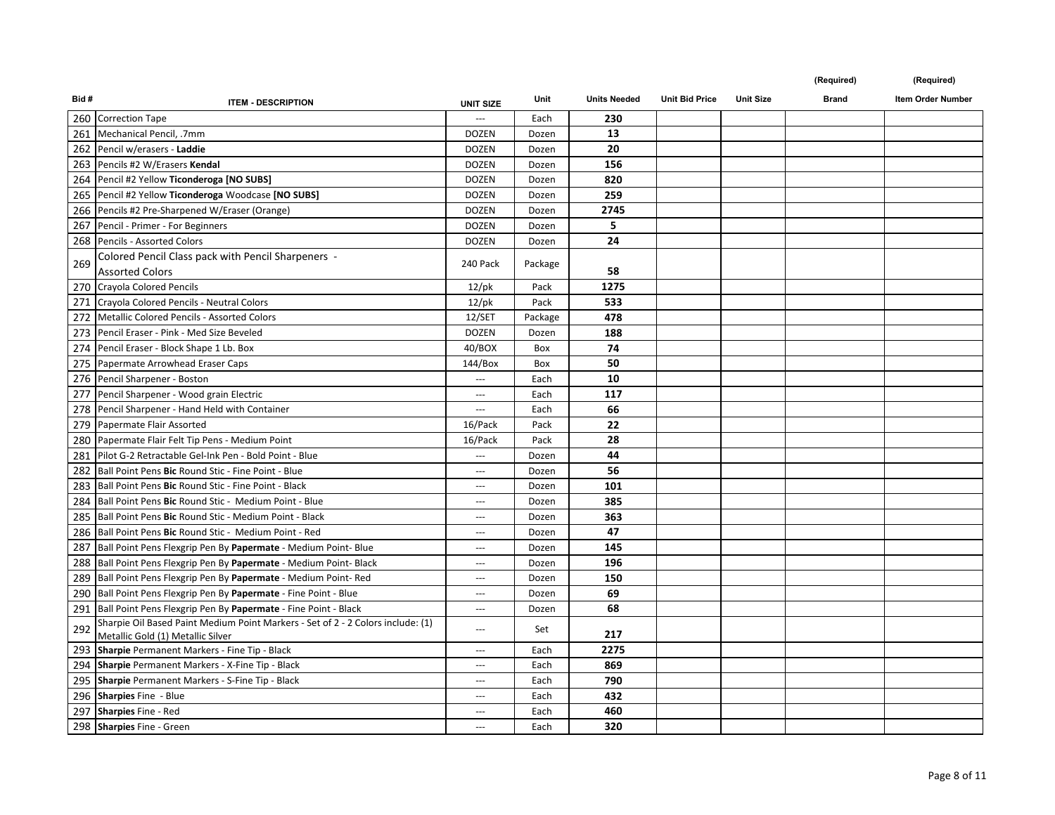| Bid # | ITEM - DESCRIPTION | UNIT SIZE | Unit | Units Needed | Unit Bid Price | Unit Size | (Required) Brand | (Required) Item Order Number |
|---|---|---|---|---|---|---|---|---|
| 260 | Correction Tape | --- | Each | **230** | | | | |
| 261 | Mechanical Pencil, .7mm | DOZEN | Dozen | **13** | | | | |
| 262 | Pencil w/erasers - **Laddie** | DOZEN | Dozen | **20** | | | | |
| 263 | Pencils #2 W/Erasers **Kendal** | DOZEN | Dozen | **156** | | | | |
| 264 | Pencil #2 Yellow **Ticonderoga [NO SUBS]** | DOZEN | Dozen | **820** | | | | |
| 265 | Pencil #2 Yellow **Ticonderoga** Woodcase **[NO SUBS]** | DOZEN | Dozen | **259** | | | | |
| 266 | Pencils #2 Pre-Sharpened W/Eraser (Orange) | DOZEN | Dozen | **2745** | | | | |
| 267 | Pencil - Primer - For Beginners | DOZEN | Dozen | **5** | | | | |
| 268 | Pencils - Assorted Colors | DOZEN | Dozen | **24** | | | | |
| 269 | Colored Pencil Class pack with Pencil Sharpeners - Assorted Colors | 240 Pack | Package | **58** | | | | |
| 270 | Crayola Colored Pencils | 12/pk | Pack | **1275** | | | | |
| 271 | Crayola Colored Pencils - Neutral Colors | 12/pk | Pack | **533** | | | | |
| 272 | Metallic Colored Pencils - Assorted Colors | 12/SET | Package | **478** | | | | |
| 273 | Pencil Eraser - Pink - Med Size Beveled | DOZEN | Dozen | **188** | | | | |
| 274 | Pencil Eraser - Block Shape 1 Lb. Box | 40/BOX | Box | **74** | | | | |
| 275 | Papermate Arrowhead Eraser Caps | 144/Box | Box | **50** | | | | |
| 276 | Pencil Sharpener - Boston | --- | Each | **10** | | | | |
| 277 | Pencil Sharpener - Wood grain Electric | --- | Each | **117** | | | | |
| 278 | Pencil Sharpener - Hand Held with Container | --- | Each | **66** | | | | |
| 279 | Papermate Flair Assorted | 16/Pack | Pack | **22** | | | | |
| 280 | Papermate Flair Felt Tip Pens - Medium Point | 16/Pack | Pack | **28** | | | | |
| 281 | Pilot G-2 Retractable Gel-Ink Pen - Bold Point - Blue | --- | Dozen | **44** | | | | |
| 282 | Ball Point Pens **Bic** Round Stic - Fine Point - Blue | --- | Dozen | **56** | | | | |
| 283 | Ball Point Pens **Bic** Round Stic - Fine Point - Black | --- | Dozen | **101** | | | | |
| 284 | Ball Point Pens **Bic** Round Stic - Medium Point - Blue | --- | Dozen | **385** | | | | |
| 285 | Ball Point Pens **Bic** Round Stic - Medium Point - Black | --- | Dozen | **363** | | | | |
| 286 | Ball Point Pens **Bic** Round Stic - Medium Point - Red | --- | Dozen | **47** | | | | |
| 287 | Ball Point Pens Flexgrip Pen By **Papermate** - Medium Point- Blue | --- | Dozen | **145** | | | | |
| 288 | Ball Point Pens Flexgrip Pen By **Papermate** - Medium Point- Black | --- | Dozen | **196** | | | | |
| 289 | Ball Point Pens Flexgrip Pen By **Papermate** - Medium Point- Red | --- | Dozen | **150** | | | | |
| 290 | Ball Point Pens Flexgrip Pen By **Papermate** - Fine Point - Blue | --- | Dozen | **69** | | | | |
| 291 | Ball Point Pens Flexgrip Pen By **Papermate** - Fine Point - Black | --- | Dozen | **68** | | | | |
| 292 | Sharpie Oil Based Paint Medium Point Markers - Set of 2 - 2 Colors include: (1) Metallic Gold (1) Metallic Silver | --- | Set | **217** | | | | |
| 293 | **Sharpie** Permanent Markers - Fine Tip - Black | --- | Each | **2275** | | | | |
| 294 | **Sharpie** Permanent Markers - X-Fine Tip - Black | --- | Each | **869** | | | | |
| 295 | **Sharpie** Permanent Markers - S-Fine Tip - Black | --- | Each | **790** | | | | |
| 296 | **Sharpies** Fine - Blue | --- | Each | **432** | | | | |
| 297 | **Sharpies** Fine - Red | --- | Each | **460** | | | | |
| 298 | **Sharpies** Fine - Green | --- | Each | **320** | | | | |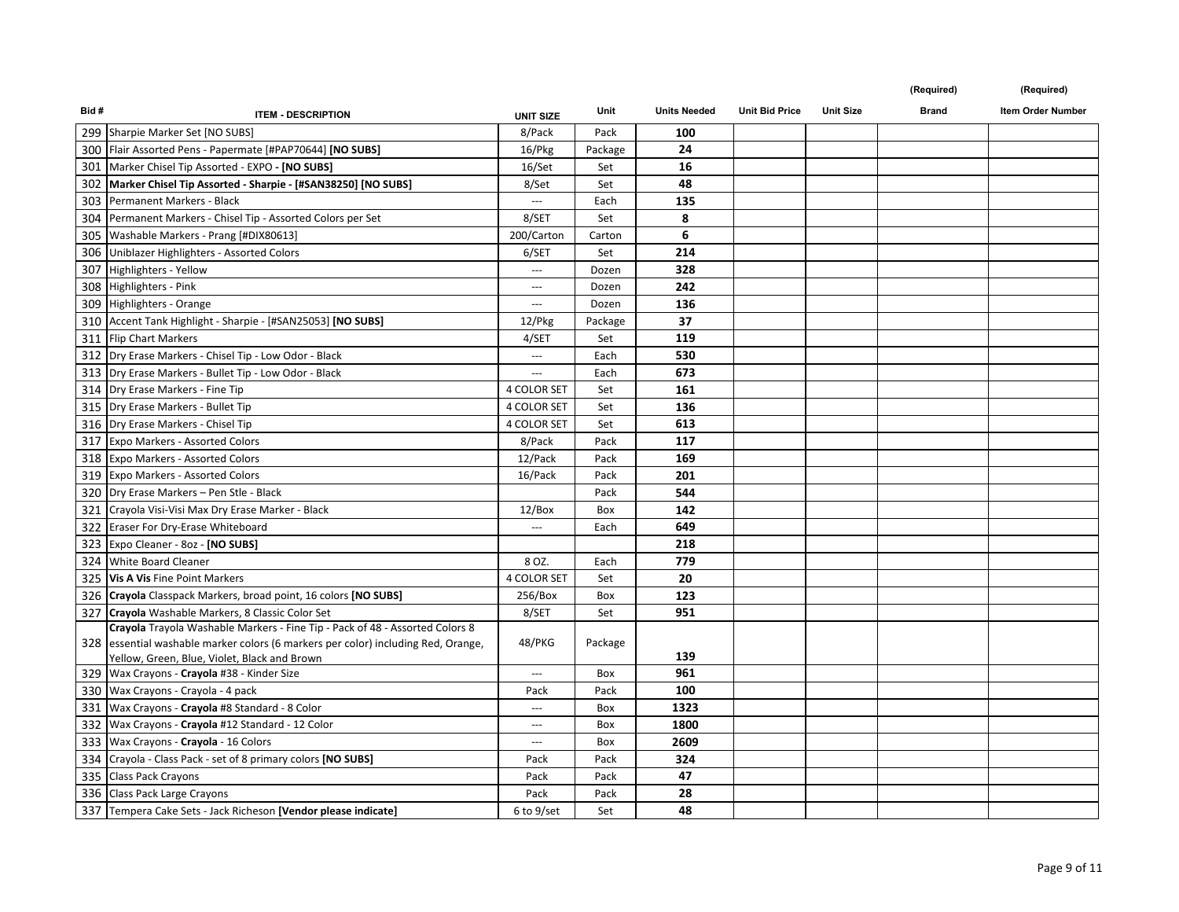| Bid # | ITEM - DESCRIPTION | UNIT SIZE | Unit | Units Needed | Unit Bid Price | Unit Size | (Required) Brand | (Required) Item Order Number |
|---|---|---|---|---|---|---|---|---|
| 299 | Sharpie Marker Set [NO SUBS] | 8/Pack | Pack | **100** | | | | |
| 300 | Flair Assorted Pens - Papermate [#PAP70644] **[NO SUBS]** | 16/Pkg | Package | **24** | | | | |
| 301 | Marker Chisel Tip Assorted - EXPO **- [NO SUBS]** | 16/Set | Set | **16** | | | | |
| 302 | **Marker Chisel Tip Assorted - Sharpie - [#SAN38250] [NO SUBS]** | 8/Set | Set | **48** | | | | |
| 303 | Permanent Markers - Black | --- | Each | **135** | | | | |
| 304 | Permanent Markers - Chisel Tip - Assorted Colors per Set | 8/SET | Set | **8** | | | | |
| 305 | Washable Markers - Prang [#DIX80613] | 200/Carton | Carton | **6** | | | | |
| 306 | Uniblazer Highlighters - Assorted Colors | 6/SET | Set | **214** | | | | |
| 307 | Highlighters - Yellow | --- | Dozen | **328** | | | | |
| 308 | Highlighters - Pink | --- | Dozen | **242** | | | | |
| 309 | Highlighters - Orange | --- | Dozen | **136** | | | | |
| 310 | Accent Tank Highlight - Sharpie - [#SAN25053] **[NO SUBS]** | 12/Pkg | Package | **37** | | | | |
| 311 | Flip Chart Markers | 4/SET | Set | **119** | | | | |
| 312 | Dry Erase Markers - Chisel Tip - Low Odor - Black | --- | Each | **530** | | | | |
| 313 | Dry Erase Markers - Bullet Tip - Low Odor - Black | --- | Each | **673** | | | | |
| 314 | Dry Erase Markers - Fine Tip | 4 COLOR SET | Set | **161** | | | | |
| 315 | Dry Erase Markers - Bullet Tip | 4 COLOR SET | Set | **136** | | | | |
| 316 | Dry Erase Markers - Chisel Tip | 4 COLOR SET | Set | **613** | | | | |
| 317 | Expo Markers - Assorted Colors | 8/Pack | Pack | **117** | | | | |
| 318 | Expo Markers - Assorted Colors | 12/Pack | Pack | **169** | | | | |
| 319 | Expo Markers - Assorted Colors | 16/Pack | Pack | **201** | | | | |
| 320 | Dry Erase Markers – Pen Stle - Black | | Pack | **544** | | | | |
| 321 | Crayola Visi-Visi Max Dry Erase Marker - Black | 12/Box | Box | **142** | | | | |
| 322 | Eraser For Dry-Erase Whiteboard | --- | Each | **649** | | | | |
| 323 | Expo Cleaner - 8oz - **[NO SUBS]** | | | **218** | | | | |
| 324 | White Board Cleaner | 8 OZ. | Each | **779** | | | | |
| 325 | **Vis A Vis** Fine Point Markers | 4 COLOR SET | Set | **20** | | | | |
| 326 | **Crayola** Classpack Markers, broad point, 16 colors **[NO SUBS]** | 256/Box | Box | **123** | | | | |
| 327 | **Crayola** Washable Markers, 8 Classic Color Set | 8/SET | Set | **951** | | | | |
| 328 | **Crayola** Trayola Washable Markers - Fine Tip - Pack of 48 - Assorted Colors 8 essential washable marker colors (6 markers per color) including Red, Orange, Yellow, Green, Blue, Violet, Black and Brown | 48/PKG | Package | **139** | | | | |
| 329 | Wax Crayons - **Crayola** #38 - Kinder Size | --- | Box | **961** | | | | |
| 330 | Wax Crayons - Crayola - 4 pack | Pack | Pack | **100** | | | | |
| 331 | Wax Crayons - **Crayola** #8 Standard - 8 Color | --- | Box | **1323** | | | | |
| 332 | Wax Crayons - **Crayola** #12 Standard - 12 Color | --- | Box | **1800** | | | | |
| 333 | Wax Crayons - **Crayola** - 16 Colors | --- | Box | **2609** | | | | |
| 334 | Crayola - Class Pack - set of 8 primary colors **[NO SUBS]** | Pack | Pack | **324** | | | | |
| 335 | Class Pack Crayons | Pack | Pack | **47** | | | | |
| 336 | Class Pack Large Crayons | Pack | Pack | **28** | | | | |
| 337 | Tempera Cake Sets - Jack Richeson **[Vendor please indicate]** | 6 to 9/set | Set | **48** | | | | |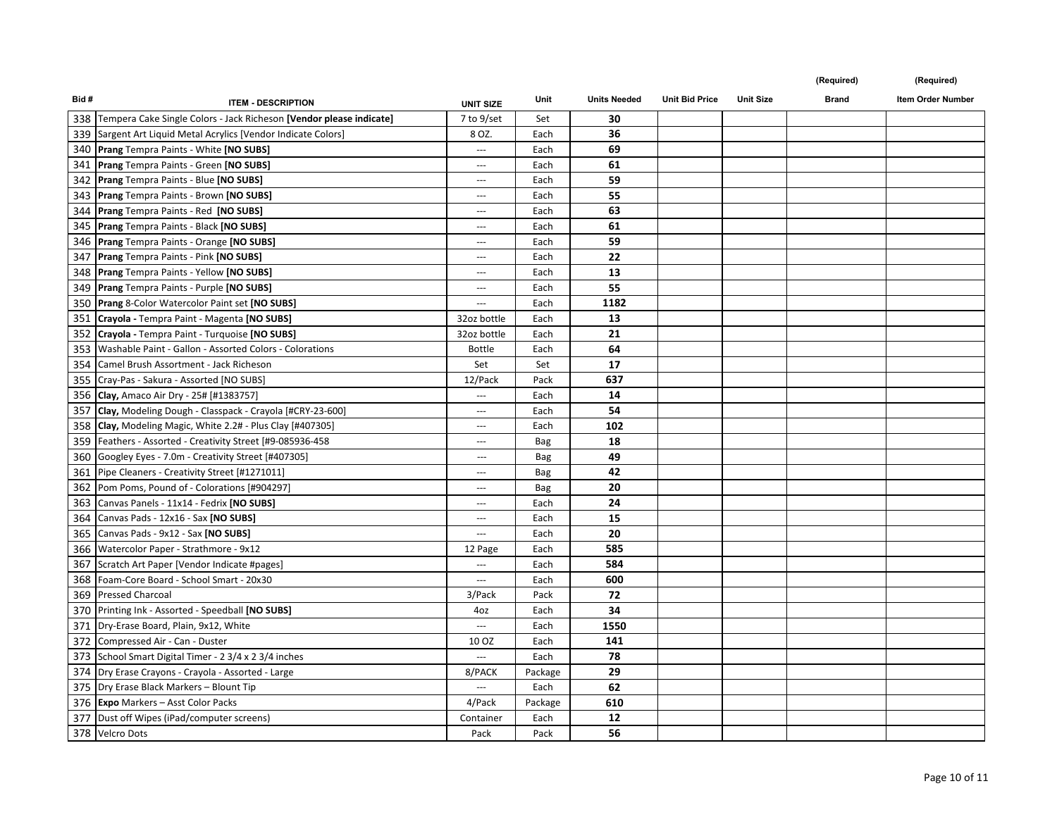| Bid # | ITEM - DESCRIPTION | UNIT SIZE | Unit | Units Needed | Unit Bid Price | Unit Size | (Required) Brand | (Required) Item Order Number |
|---|---|---|---|---|---|---|---|---|
| 338 | Tempera Cake Single Colors - Jack Richeson **[Vendor please indicate]** | 7 to 9/set | Set | **30** | | | | |
| 339 | Sargent Art Liquid Metal Acrylics [Vendor Indicate Colors] | 8 OZ. | Each | **36** | | | | |
| 340 | **Prang** Tempra Paints - White **[NO SUBS]** | --- | Each | **69** | | | | |
| 341 | **Prang** Tempra Paints - Green **[NO SUBS]** | --- | Each | **61** | | | | |
| 342 | **Prang** Tempra Paints - Blue **[NO SUBS]** | --- | Each | **59** | | | | |
| 343 | **Prang** Tempra Paints - Brown **[NO SUBS]** | --- | Each | **55** | | | | |
| 344 | **Prang** Tempra Paints - Red **[NO SUBS]** | --- | Each | **63** | | | | |
| 345 | **Prang** Tempra Paints - Black **[NO SUBS]** | --- | Each | **61** | | | | |
| 346 | **Prang** Tempra Paints - Orange **[NO SUBS]** | --- | Each | **59** | | | | |
| 347 | **Prang** Tempra Paints - Pink **[NO SUBS]** | --- | Each | **22** | | | | |
| 348 | **Prang** Tempra Paints - Yellow **[NO SUBS]** | --- | Each | **13** | | | | |
| 349 | **Prang** Tempra Paints - Purple **[NO SUBS]** | --- | Each | **55** | | | | |
| 350 | **Prang** 8-Color Watercolor Paint set **[NO SUBS]** | --- | Each | **1182** | | | | |
| 351 | **Crayola -** Tempra Paint - Magenta **[NO SUBS]** | 32oz bottle | Each | **13** | | | | |
| 352 | **Crayola -** Tempra Paint - Turquoise **[NO SUBS]** | 32oz bottle | Each | **21** | | | | |
| 353 | Washable Paint - Gallon - Assorted Colors - Colorations | Bottle | Each | **64** | | | | |
| 354 | Camel Brush Assortment - Jack Richeson | Set | Set | **17** | | | | |
| 355 | Cray-Pas - Sakura - Assorted [NO SUBS] | 12/Pack | Pack | **637** | | | | |
| 356 | **Clay,** Amaco Air Dry - 25# [#1383757] | --- | Each | **14** | | | | |
| 357 | **Clay,** Modeling Dough - Classpack - Crayola [#CRY-23-600] | --- | Each | **54** | | | | |
| 358 | **Clay,** Modeling Magic, White 2.2# - Plus Clay [#407305] | --- | Each | **102** | | | | |
| 359 | Feathers - Assorted - Creativity Street [#9-085936-458 | --- | Bag | **18** | | | | |
| 360 | Googley Eyes - 7.0m - Creativity Street [#407305] | --- | Bag | **49** | | | | |
| 361 | Pipe Cleaners - Creativity Street [#1271011] | --- | Bag | **42** | | | | |
| 362 | Pom Poms, Pound of - Colorations [#904297] | --- | Bag | **20** | | | | |
| 363 | Canvas Panels - 11x14 - Fedrix **[NO SUBS]** | --- | Each | **24** | | | | |
| 364 | Canvas Pads - 12x16 - Sax **[NO SUBS]** | --- | Each | **15** | | | | |
| 365 | Canvas Pads - 9x12 - Sax **[NO SUBS]** | --- | Each | **20** | | | | |
| 366 | Watercolor Paper - Strathmore - 9x12 | 12 Page | Each | **585** | | | | |
| 367 | Scratch Art Paper [Vendor Indicate #pages] | --- | Each | **584** | | | | |
| 368 | Foam-Core Board - School Smart - 20x30 | --- | Each | **600** | | | | |
| 369 | Pressed Charcoal | 3/Pack | Pack | **72** | | | | |
| 370 | Printing Ink - Assorted - Speedball **[NO SUBS]** | 4oz | Each | **34** | | | | |
| 371 | Dry-Erase Board, Plain, 9x12, White | --- | Each | **1550** | | | | |
| 372 | Compressed Air - Can - Duster | 10 OZ | Each | **141** | | | | |
| 373 | School Smart Digital Timer - 2 3/4 x 2 3/4 inches | --- | Each | **78** | | | | |
| 374 | Dry Erase Crayons - Crayola - Assorted - Large | 8/PACK | Package | **29** | | | | |
| 375 | Dry Erase Black Markers – Blount Tip | --- | Each | **62** | | | | |
| 376 | **Expo** Markers – Asst Color Packs | 4/Pack | Package | **610** | | | | |
| 377 | Dust off Wipes (iPad/computer screens) | Container | Each | **12** | | | | |
| 378 | Velcro Dots | Pack | Pack | **56** | | | | |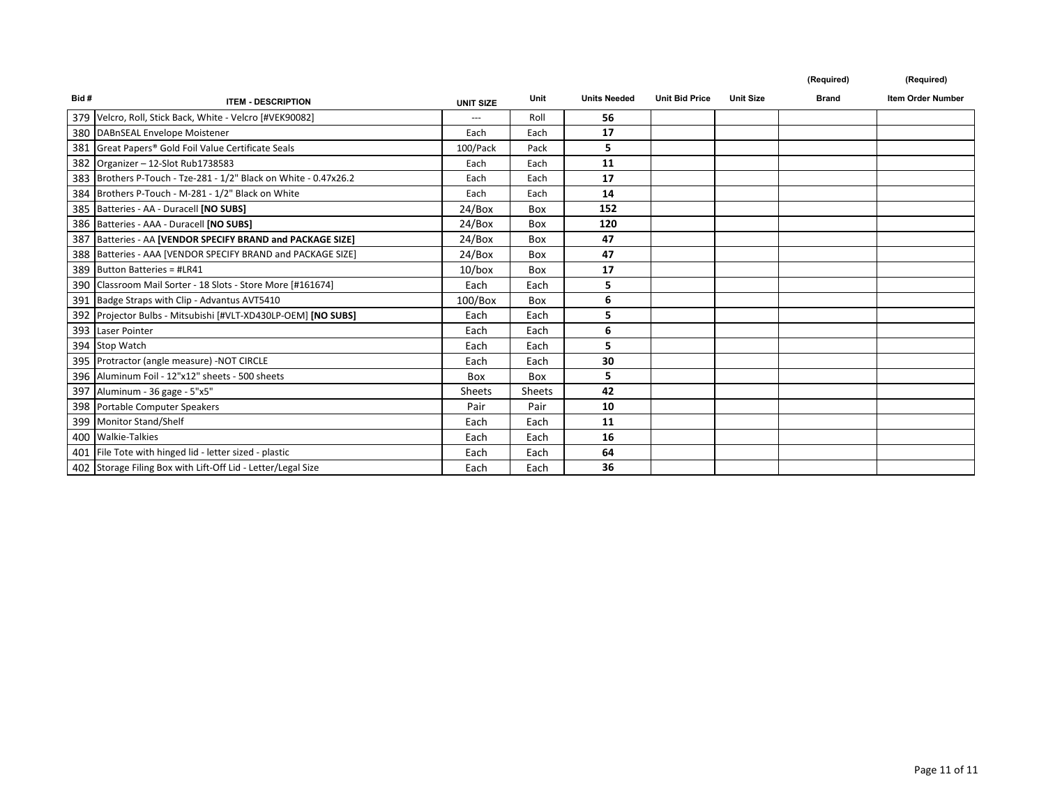| Bid # | ITEM - DESCRIPTION | UNIT SIZE | Unit | Units Needed | Unit Bid Price | Unit Size | (Required) Brand | (Required) Item Order Number |
|---|---|---|---|---|---|---|---|---|
| 379 | Velcro, Roll, Stick Back, White - Velcro [#VEK90082] | --- | Roll | **56** | | | | |
| 380 | DABnSEAL Envelope Moistener | Each | Each | **17** | | | | |
| 381 | Great Papers® Gold Foil Value Certificate Seals | 100/Pack | Pack | **5** | | | | |
| 382 | Organizer – 12-Slot Rub1738583 | Each | Each | **11** | | | | |
| 383 | Brothers P-Touch - Tze-281 - 1/2" Black on White - 0.47x26.2 | Each | Each | **17** | | | | |
| 384 | Brothers P-Touch - M-281 - 1/2" Black on White | Each | Each | **14** | | | | |
| 385 | Batteries - AA - Duracell **[NO SUBS]** | 24/Box | Box | **152** | | | | |
| 386 | Batteries - AAA - Duracell **[NO SUBS]** | 24/Box | Box | **120** | | | | |
| 387 | Batteries - AA **[VENDOR SPECIFY BRAND and PACKAGE SIZE]** | 24/Box | Box | **47** | | | | |
| 388 | Batteries - AAA [VENDOR SPECIFY BRAND and PACKAGE SIZE] | 24/Box | Box | **47** | | | | |
| 389 | Button Batteries = #LR41 | 10/box | Box | **17** | | | | |
| 390 | Classroom Mail Sorter - 18 Slots - Store More [#161674] | Each | Each | **5** | | | | |
| 391 | Badge Straps with Clip - Advantus AVT5410 | 100/Box | Box | **6** | | | | |
| 392 | Projector Bulbs - Mitsubishi [#VLT-XD430LP-OEM] **[NO SUBS]** | Each | Each | **5** | | | | |
| 393 | Laser Pointer | Each | Each | **6** | | | | |
| 394 | Stop Watch | Each | Each | **5** | | | | |
| 395 | Protractor (angle measure) -NOT CIRCLE | Each | Each | **30** | | | | |
| 396 | Aluminum Foil - 12"x12" sheets - 500 sheets | Box | Box | **5** | | | | |
| 397 | Aluminum - 36 gage - 5"x5" | Sheets | Sheets | **42** | | | | |
| 398 | Portable Computer Speakers | Pair | Pair | **10** | | | | |
| 399 | Monitor Stand/Shelf | Each | Each | **11** | | | | |
| 400 | Walkie-Talkies | Each | Each | **16** | | | | |
| 401 | File Tote with hinged lid - letter sized - plastic | Each | Each | **64** | | | | |
| 402 | Storage Filing Box with Lift-Off Lid - Letter/Legal Size | Each | Each | **36** | | | | |